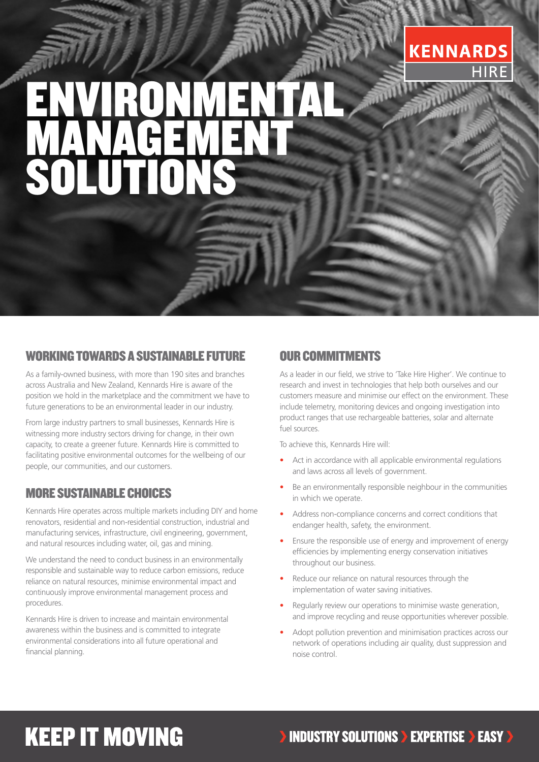KENNARDS HIRE

# ENVIRONMENTAL MANAGEMENT SOLUTIONS

## WORKING TOWARDS A SUSTAINABLE FUTURE

As a family-owned business, with more than 190 sites and branches across Australia and New Zealand, Kennards Hire is aware of the position we hold in the marketplace and the commitment we have to future generations to be an environmental leader in our industry.

From large industry partners to small businesses, Kennards Hire is witnessing more industry sectors driving for change, in their own capacity, to create a greener future. Kennards Hire is committed to facilitating positive environmental outcomes for the wellbeing of our people, our communities, and our customers.

## MORE SUSTAINABLE CHOICES

Kennards Hire operates across multiple markets including DIY and home renovators, residential and non-residential construction, industrial and manufacturing services, infrastructure, civil engineering, government, and natural resources including water, oil, gas and mining.

We understand the need to conduct business in an environmentally responsible and sustainable way to reduce carbon emissions, reduce reliance on natural resources, minimise environmental impact and continuously improve environmental management process and procedures.

Kennards Hire is driven to increase and maintain environmental awareness within the business and is committed to integrate environmental considerations into all future operational and financial planning.

## OUR COMMITMENTS

As a leader in our field, we strive to 'Take Hire Higher'. We continue to research and invest in technologies that help both ourselves and our customers measure and minimise our effect on the environment. These include telemetry, monitoring devices and ongoing investigation into product ranges that use rechargeable batteries, solar and alternate fuel sources.

To achieve this, Kennards Hire will:

- Act in accordance with all applicable environmental regulations and laws across all levels of government.
- Be an environmentally responsible neighbour in the communities in which we operate.
- Address non-compliance concerns and correct conditions that endanger health, safety, the environment.
- Ensure the responsible use of energy and improvement of energy efficiencies by implementing energy conservation initiatives throughout our business.
- Reduce our reliance on natural resources through the implementation of water saving initiatives.
- Regularly review our operations to minimise waste generation, and improve recycling and reuse opportunities wherever possible.
- Adopt pollution prevention and minimisation practices across our network of operations including air quality, dust suppression and noise control.

**KEEP IT MOVING** › INDUSTRY SOLUTIONS › EXPERTISE › EASY ›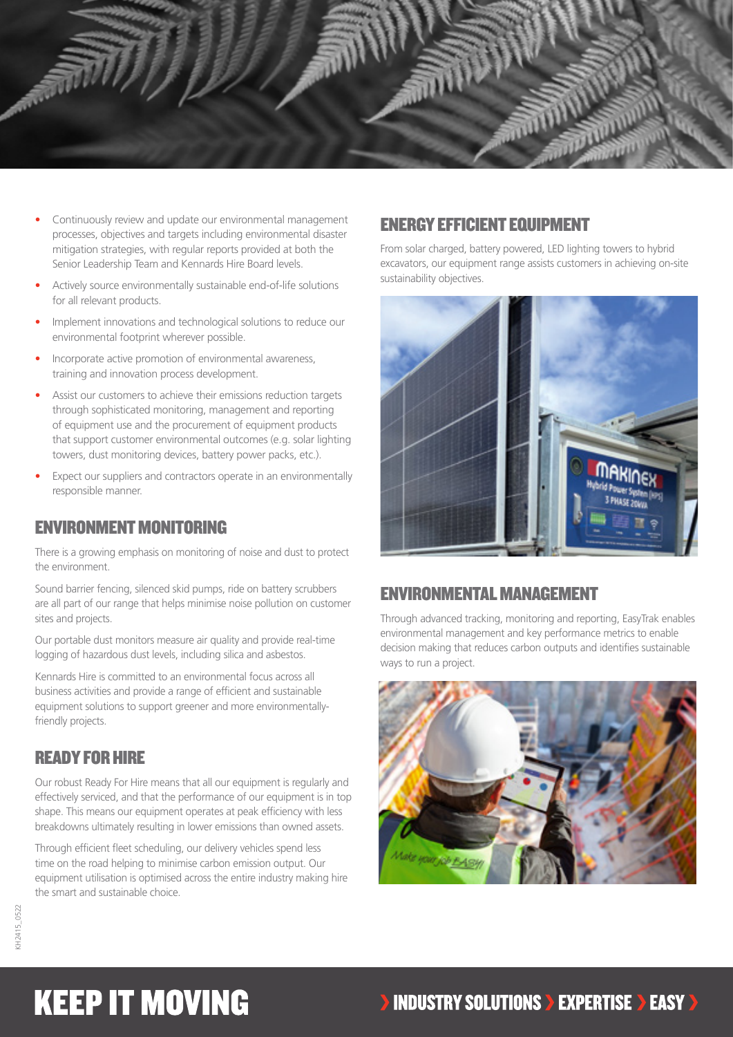- Continuously review and update our environmental management processes, objectives and targets including environmental disaster mitigation strategies, with regular reports provided at both the Senior Leadership Team and Kennards Hire Board levels.
- Actively source environmentally sustainable end-of-life solutions for all relevant products.
- Implement innovations and technological solutions to reduce our environmental footprint wherever possible.
- Incorporate active promotion of environmental awareness, training and innovation process development.
- Assist our customers to achieve their emissions reduction targets through sophisticated monitoring, management and reporting of equipment use and the procurement of equipment products that support customer environmental outcomes (e.g. solar lighting towers, dust monitoring devices, battery power packs, etc.).
- Expect our suppliers and contractors operate in an environmentally responsible manner.

## ENVIRONMENT MONITORING

There is a growing emphasis on monitoring of noise and dust to protect the environment.

Sound barrier fencing, silenced skid pumps, ride on battery scrubbers are all part of our range that helps minimise noise pollution on customer sites and projects.

Our portable dust monitors measure air quality and provide real-time logging of hazardous dust levels, including silica and asbestos.

Kennards Hire is committed to an environmental focus across all business activities and provide a range of efficient and sustainable equipment solutions to support greener and more environmentally-friendly projects.

## READY FOR HIRE

Our robust Ready For Hire means that all our equipment is regularly and effectively serviced, and that the performance of our equipment is in top shape. This means our equipment operates at peak efficiency with less breakdowns ultimately resulting in lower emissions than owned assets.

Through efficient fleet scheduling, our delivery vehicles spend less time on the road helping to minimise carbon emission output. Our equipment utilisation is optimised across the entire industry making hire the smart and sustainable choice.

## ENERGY EFFICIENT EQUIPMENT

From solar charged, battery powered, LED lighting towers to hybrid excavators, our equipment range assists customers in achieving on-site sustainability objectives.

## ENVIRONMENTAL MANAGEMENT

Through advanced tracking, monitoring and reporting, EasyTrak enables environmental management and key performance metrics to enable decision making that reduces carbon outputs and identifies sustainable ways to run a project.

KH2415_0522

# KEEP IT MOVING

› INDUSTRY SOLUTIONS › EXPERTISE › EASY ›